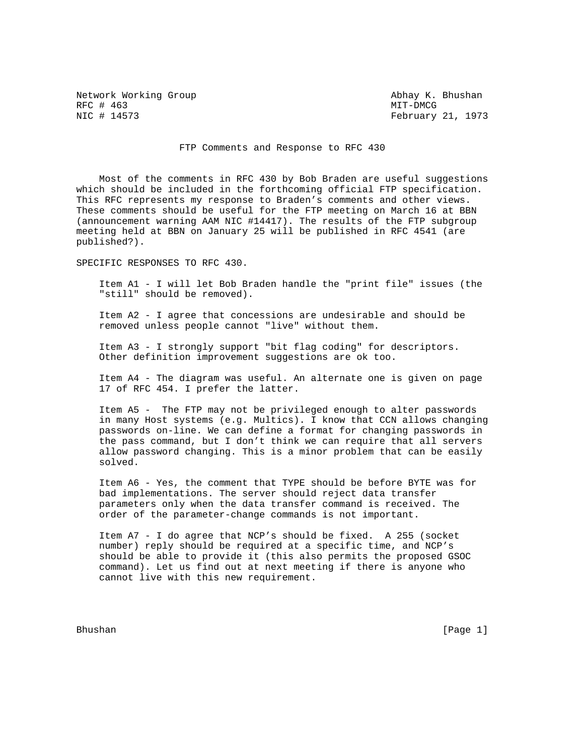Network Working Group — Abhay K. Bhushan
RFC # 463 — MIT-DMCG
NIC # 14573 — February 21, 1973

# FTP Comments and Response to RFC 430

Most of the comments in RFC 430 by Bob Braden are useful suggestions which should be included in the forthcoming official FTP specification. This RFC represents my response to Braden's comments and other views. These comments should be useful for the FTP meeting on March 16 at BBN (announcement warning AAM NIC #14417). The results of the FTP subgroup meeting held at BBN on January 25 will be published in RFC 4541 (are published?).

## SPECIFIC RESPONSES TO RFC 430.

Item A1 - I will let Bob Braden handle the "print file" issues (the "still" should be removed).

Item A2 - I agree that concessions are undesirable and should be removed unless people cannot "live" without them.

Item A3 - I strongly support "bit flag coding" for descriptors. Other definition improvement suggestions are ok too.

Item A4 - The diagram was useful. An alternate one is given on page 17 of RFC 454. I prefer the latter.

Item A5 - The FTP may not be privileged enough to alter passwords in many Host systems (e.g. Multics). I know that CCN allows changing passwords on-line. We can define a format for changing passwords in the pass command, but I don't think we can require that all servers allow password changing. This is a minor problem that can be easily solved.

Item A6 - Yes, the comment that TYPE should be before BYTE was for bad implementations. The server should reject data transfer parameters only when the data transfer command is received. The order of the parameter-change commands is not important.

Item A7 - I do agree that NCP's should be fixed. A 255 (socket number) reply should be required at a specific time, and NCP's should be able to provide it (this also permits the proposed GSOC command). Let us find out at next meeting if there is anyone who cannot live with this new requirement.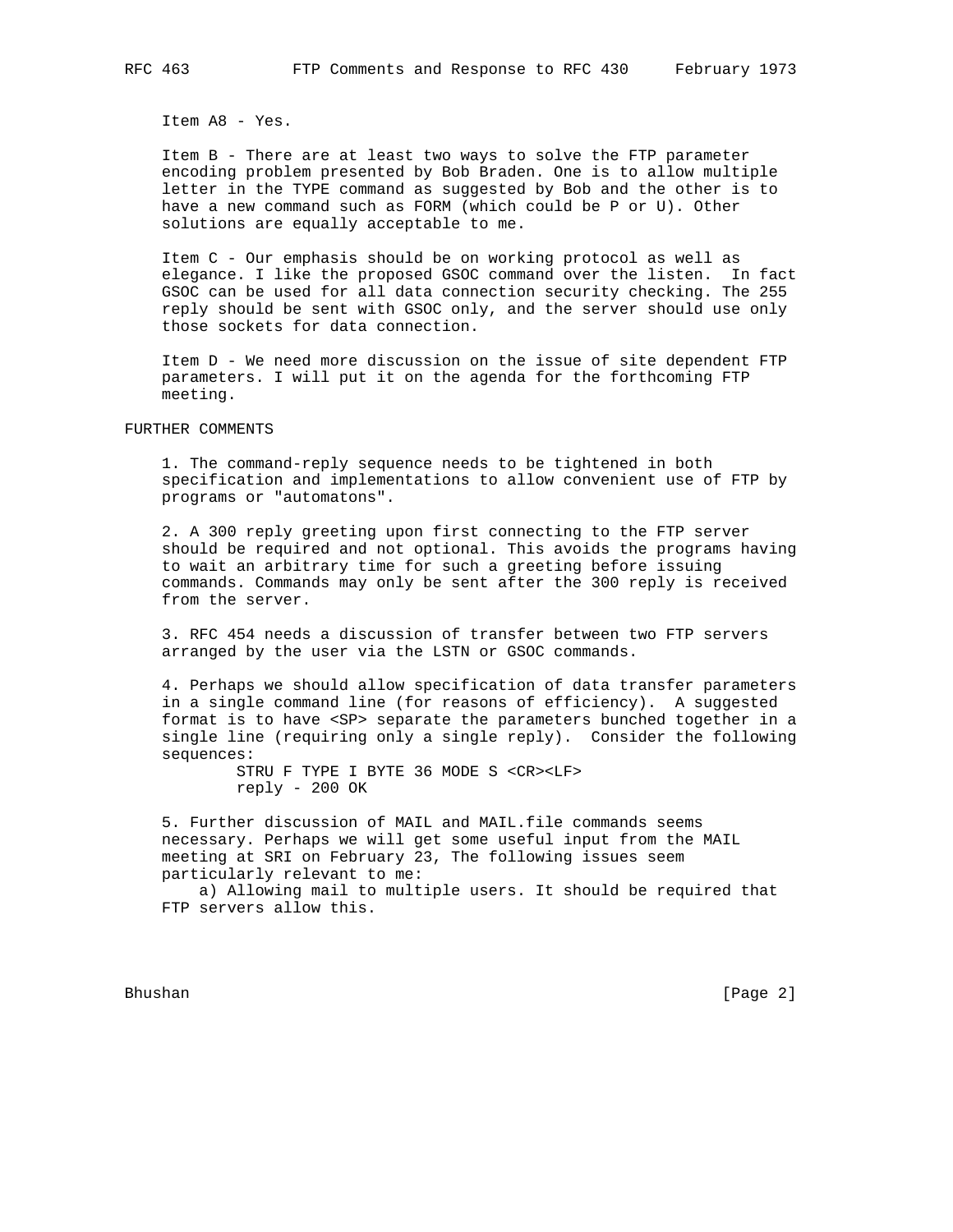Item A8 - Yes.

Item B - There are at least two ways to solve the FTP parameter encoding problem presented by Bob Braden. One is to allow multiple letter in the TYPE command as suggested by Bob and the other is to have a new command such as FORM (which could be P or U). Other solutions are equally acceptable to me.

Item C - Our emphasis should be on working protocol as well as elegance. I like the proposed GSOC command over the listen. In fact GSOC can be used for all data connection security checking. The 255 reply should be sent with GSOC only, and the server should use only those sockets for data connection.

Item D - We need more discussion on the issue of site dependent FTP parameters. I will put it on the agenda for the forthcoming FTP meeting.

FURTHER COMMENTS

1. The command-reply sequence needs to be tightened in both specification and implementations to allow convenient use of FTP by programs or "automatons".

2. A 300 reply greeting upon first connecting to the FTP server should be required and not optional. This avoids the programs having to wait an arbitrary time for such a greeting before issuing commands. Commands may only be sent after the 300 reply is received from the server.

3. RFC 454 needs a discussion of transfer between two FTP servers arranged by the user via the LSTN or GSOC commands.

4. Perhaps we should allow specification of data transfer parameters in a single command line (for reasons of efficiency). A suggested format is to have <SP> separate the parameters bunched together in a single line (requiring only a single reply). Consider the following sequences:

```
        STRU F TYPE I BYTE 36 MODE S <CR><LF>
        reply - 200 OK
```

5. Further discussion of MAIL and MAIL.file commands seems necessary. Perhaps we will get some useful input from the MAIL meeting at SRI on February 23, The following issues seem particularly relevant to me:

a) Allowing mail to multiple users. It should be required that FTP servers allow this.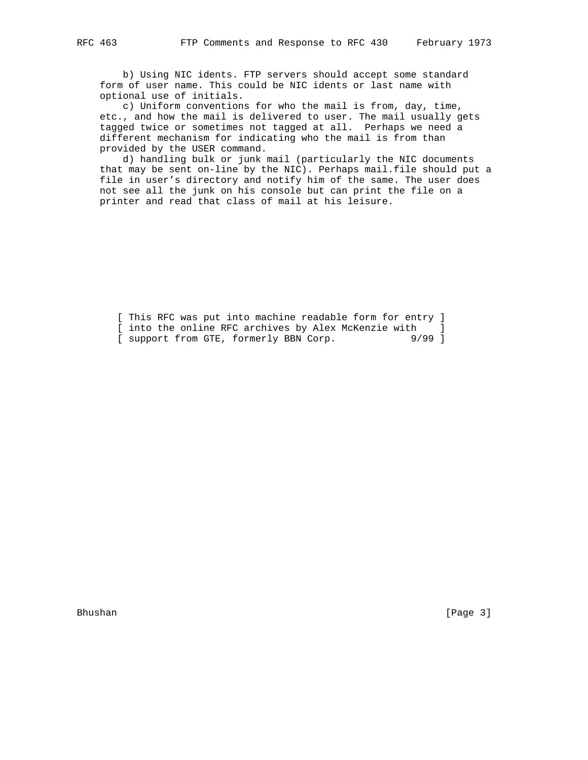b) Using NIC idents. FTP servers should accept some standard form of user name. This could be NIC idents or last name with optional use of initials.

c) Uniform conventions for who the mail is from, day, time, etc., and how the mail is delivered to user. The mail usually gets tagged twice or sometimes not tagged at all. Perhaps we need a different mechanism for indicating who the mail is from than provided by the USER command.

d) handling bulk or junk mail (particularly the NIC documents that may be sent on-line by the NIC). Perhaps mail.file should put a file in user's directory and notify him of the same. The user does not see all the junk on his console but can print the file on a printer and read that class of mail at his leisure.

```
[ This RFC was put into machine readable form for entry ]
[ into the online RFC archives by Alex McKenzie with    ]
[ support from GTE, formerly BBN Corp.            9/99 ]
```